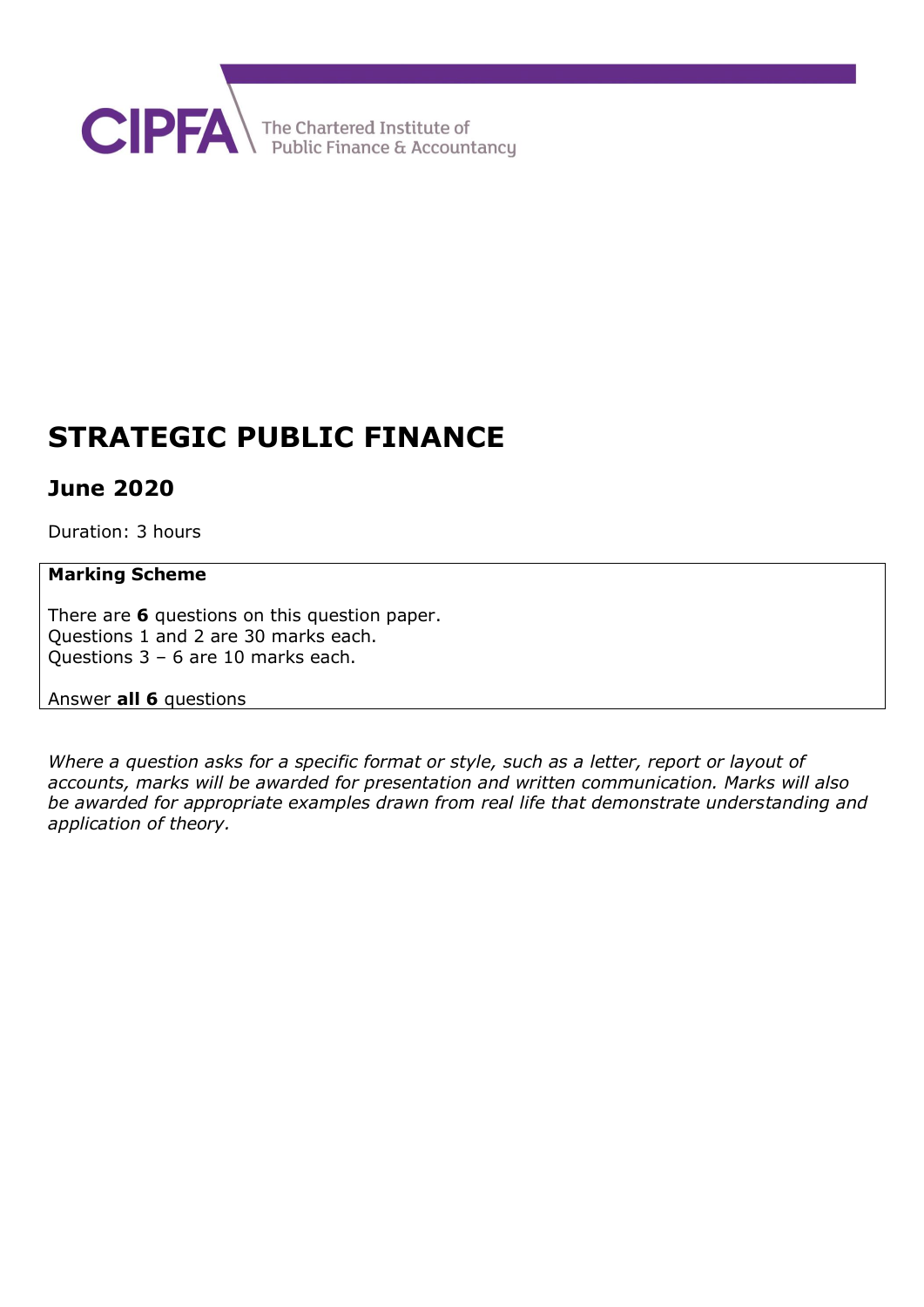CIPFA The Chartered Institute of Public Finance & Accountancy

# STRATEGIC PUBLIC FINANCE

## June 2020

Duration: 3 hours

**Marking Scheme**

There are **6** questions on this question paper.
Questions 1 and 2 are 30 marks each.
Questions 3 – 6 are 10 marks each.

Answer **all 6** questions

*Where a question asks for a specific format or style, such as a letter, report or layout of accounts, marks will be awarded for presentation and written communication. Marks will also be awarded for appropriate examples drawn from real life that demonstrate understanding and application of theory.*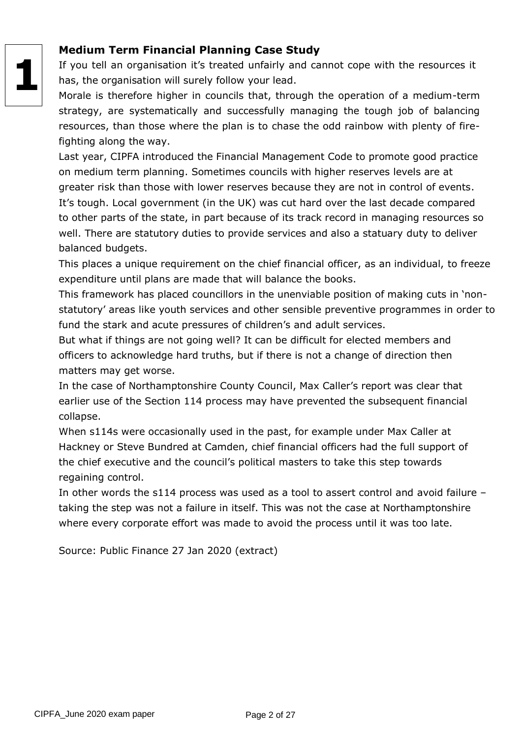# 1

## Medium Term Financial Planning Case Study

If you tell an organisation it's treated unfairly and cannot cope with the resources it has, the organisation will surely follow your lead.

Morale is therefore higher in councils that, through the operation of a medium-term strategy, are systematically and successfully managing the tough job of balancing resources, than those where the plan is to chase the odd rainbow with plenty of fire-fighting along the way.

Last year, CIPFA introduced the Financial Management Code to promote good practice on medium term planning. Sometimes councils with higher reserves levels are at greater risk than those with lower reserves because they are not in control of events.

It's tough. Local government (in the UK) was cut hard over the last decade compared to other parts of the state, in part because of its track record in managing resources so well. There are statutory duties to provide services and also a statuary duty to deliver balanced budgets.

This places a unique requirement on the chief financial officer, as an individual, to freeze expenditure until plans are made that will balance the books.

This framework has placed councillors in the unenviable position of making cuts in 'non-statutory' areas like youth services and other sensible preventive programmes in order to fund the stark and acute pressures of children's and adult services.

But what if things are not going well? It can be difficult for elected members and officers to acknowledge hard truths, but if there is not a change of direction then matters may get worse.

In the case of Northamptonshire County Council, Max Caller's report was clear that earlier use of the Section 114 process may have prevented the subsequent financial collapse.

When s114s were occasionally used in the past, for example under Max Caller at Hackney or Steve Bundred at Camden, chief financial officers had the full support of the chief executive and the council's political masters to take this step towards regaining control.

In other words the s114 process was used as a tool to assert control and avoid failure – taking the step was not a failure in itself. This was not the case at Northamptonshire where every corporate effort was made to avoid the process until it was too late.

Source: Public Finance 27 Jan 2020 (extract)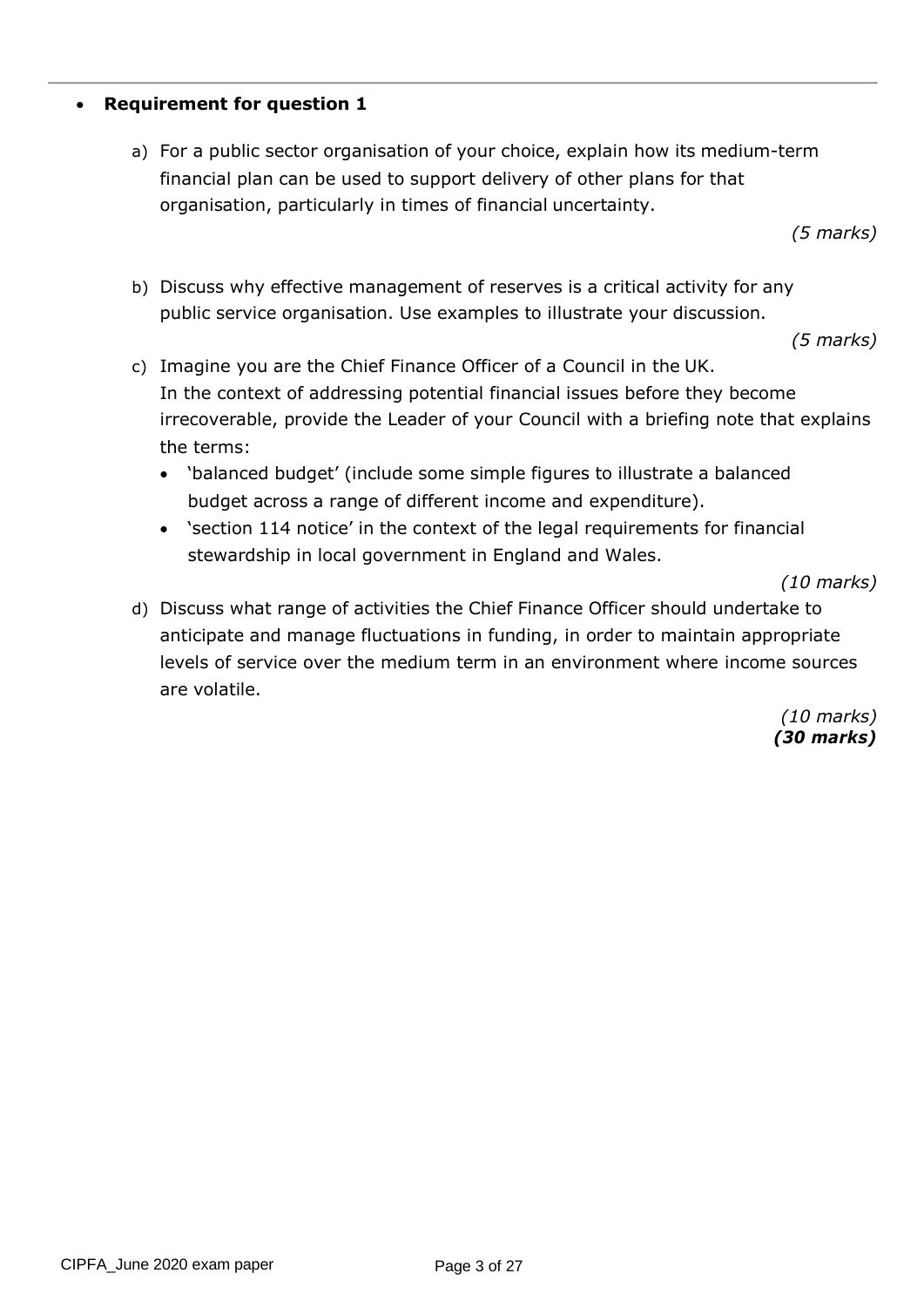- **Requirement for question 1**

a) For a public sector organisation of your choice, explain how its medium-term financial plan can be used to support delivery of other plans for that organisation, particularly in times of financial uncertainty.

*(5 marks)*

b) Discuss why effective management of reserves is a critical activity for any public service organisation. Use examples to illustrate your discussion.

*(5 marks)*

c) Imagine you are the Chief Finance Officer of a Council in the UK. In the context of addressing potential financial issues before they become irrecoverable, provide the Leader of your Council with a briefing note that explains the terms:

- 'balanced budget' (include some simple figures to illustrate a balanced budget across a range of different income and expenditure).
- 'section 114 notice' in the context of the legal requirements for financial stewardship in local government in England and Wales.

*(10 marks)*

d) Discuss what range of activities the Chief Finance Officer should undertake to anticipate and manage fluctuations in funding, in order to maintain appropriate levels of service over the medium term in an environment where income sources are volatile.

*(10 marks)*
***(30 marks)***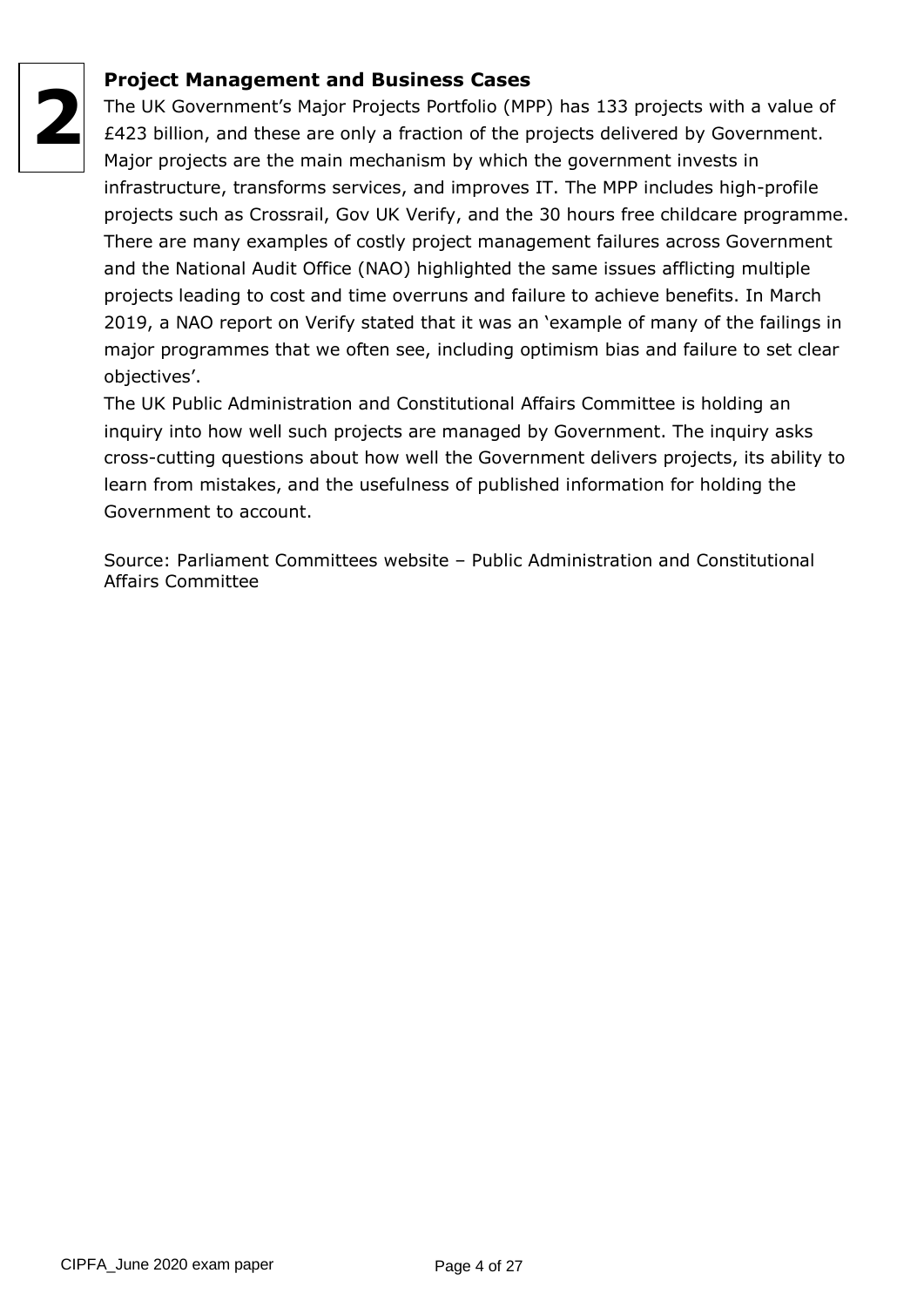# 2

## Project Management and Business Cases

The UK Government's Major Projects Portfolio (MPP) has 133 projects with a value of £423 billion, and these are only a fraction of the projects delivered by Government. Major projects are the main mechanism by which the government invests in infrastructure, transforms services, and improves IT. The MPP includes high-profile projects such as Crossrail, Gov UK Verify, and the 30 hours free childcare programme. There are many examples of costly project management failures across Government and the National Audit Office (NAO) highlighted the same issues afflicting multiple projects leading to cost and time overruns and failure to achieve benefits. In March 2019, a NAO report on Verify stated that it was an 'example of many of the failings in major programmes that we often see, including optimism bias and failure to set clear objectives'.

The UK Public Administration and Constitutional Affairs Committee is holding an inquiry into how well such projects are managed by Government. The inquiry asks cross-cutting questions about how well the Government delivers projects, its ability to learn from mistakes, and the usefulness of published information for holding the Government to account.

Source: Parliament Committees website – Public Administration and Constitutional Affairs Committee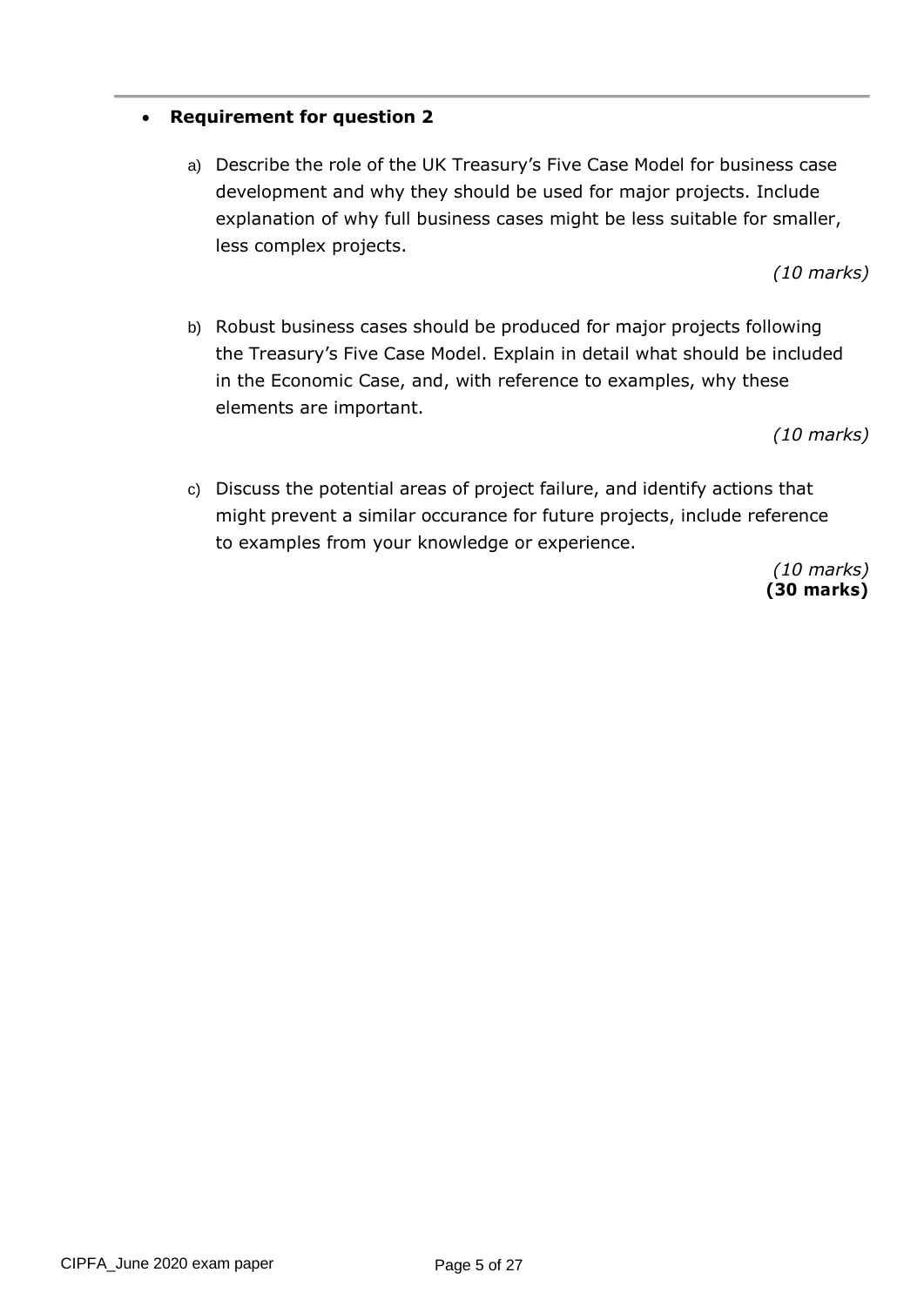- **Requirement for question 2**

a) Describe the role of the UK Treasury's Five Case Model for business case development and why they should be used for major projects. Include explanation of why full business cases might be less suitable for smaller, less complex projects.

*(10 marks)*

b) Robust business cases should be produced for major projects following the Treasury's Five Case Model. Explain in detail what should be included in the Economic Case, and, with reference to examples, why these elements are important.

*(10 marks)*

c) Discuss the potential areas of project failure, and identify actions that might prevent a similar occurance for future projects, include reference to examples from your knowledge or experience.

*(10 marks)*
**(30 marks)**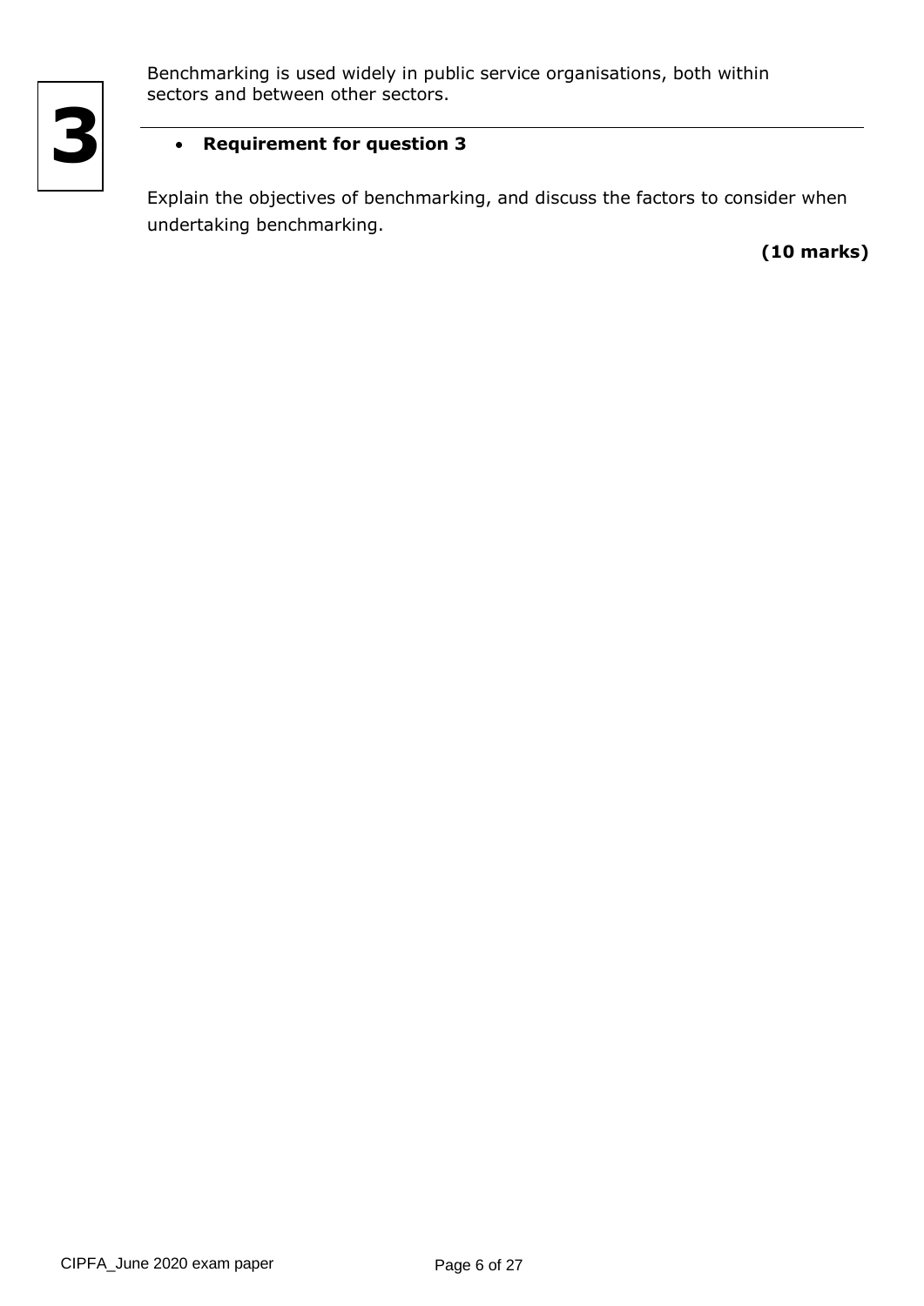# 3

Benchmarking is used widely in public service organisations, both within sectors and between other sectors.

---

- **Requirement for question 3**

Explain the objectives of benchmarking, and discuss the factors to consider when undertaking benchmarking.

**(10 marks)**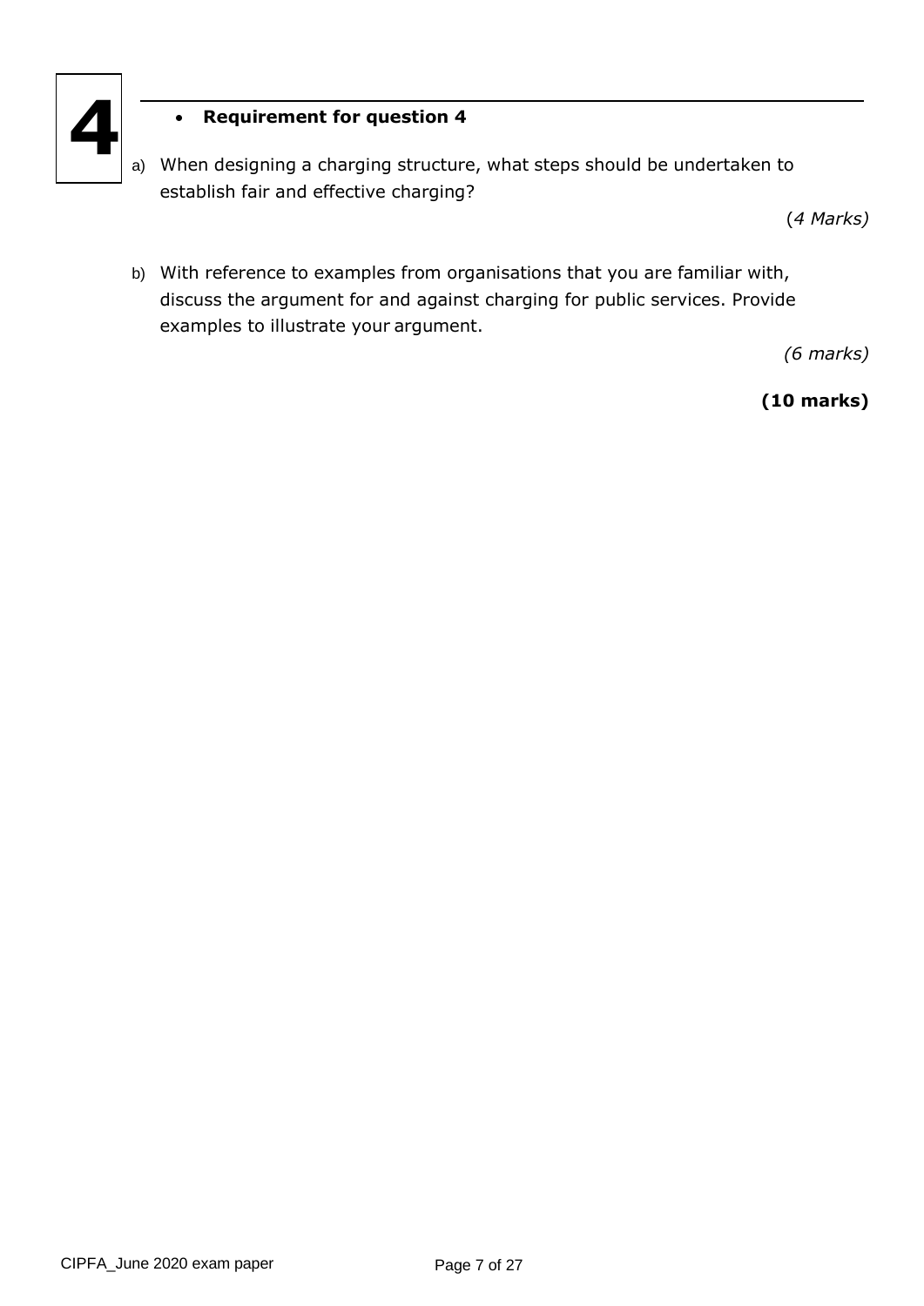# 4

- **Requirement for question 4**

a) When designing a charging structure, what steps should be undertaken to establish fair and effective charging?

*(4 Marks)*

b) With reference to examples from organisations that you are familiar with, discuss the argument for and against charging for public services. Provide examples to illustrate your argument.

*(6 marks)*

**(10 marks)**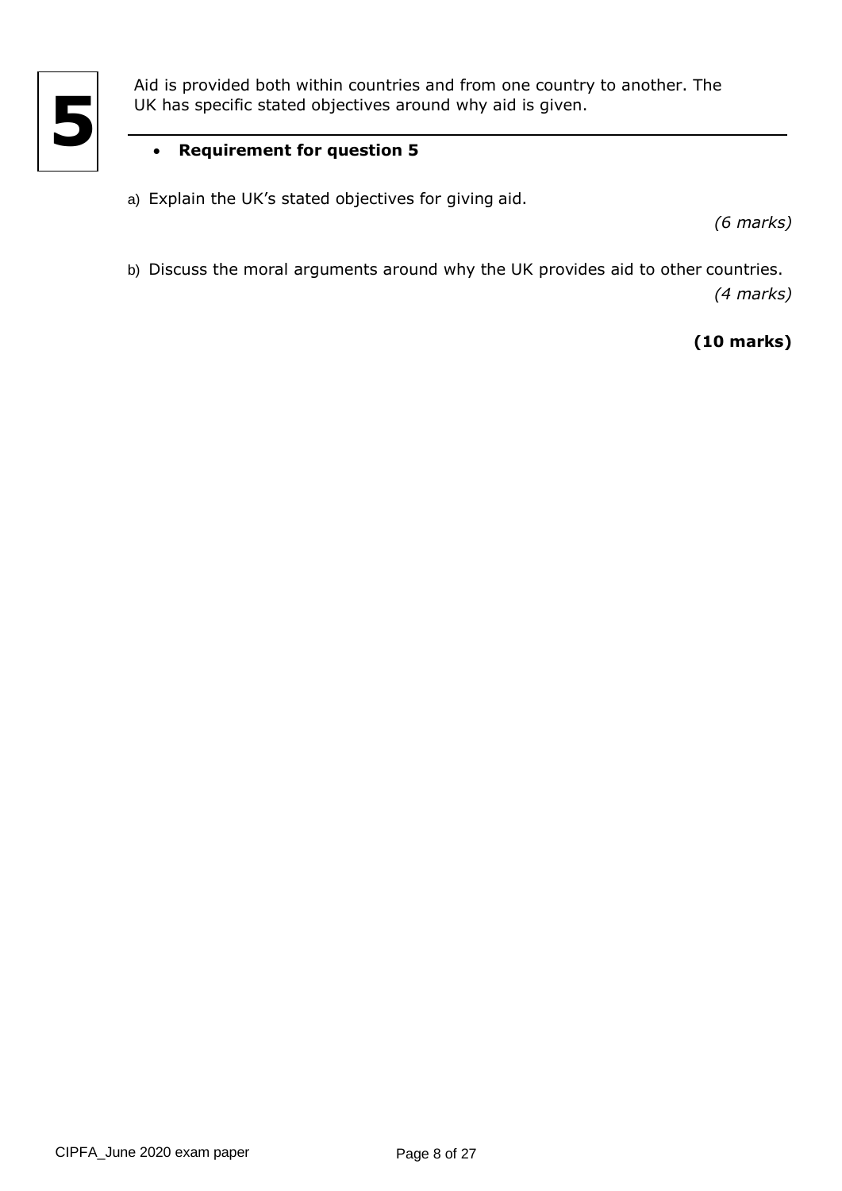# 5

Aid is provided both within countries and from one country to another. The UK has specific stated objectives around why aid is given.

- **Requirement for question 5**

a) Explain the UK's stated objectives for giving aid.

*(6 marks)*

b) Discuss the moral arguments around why the UK provides aid to other countries.

*(4 marks)*

**(10 marks)**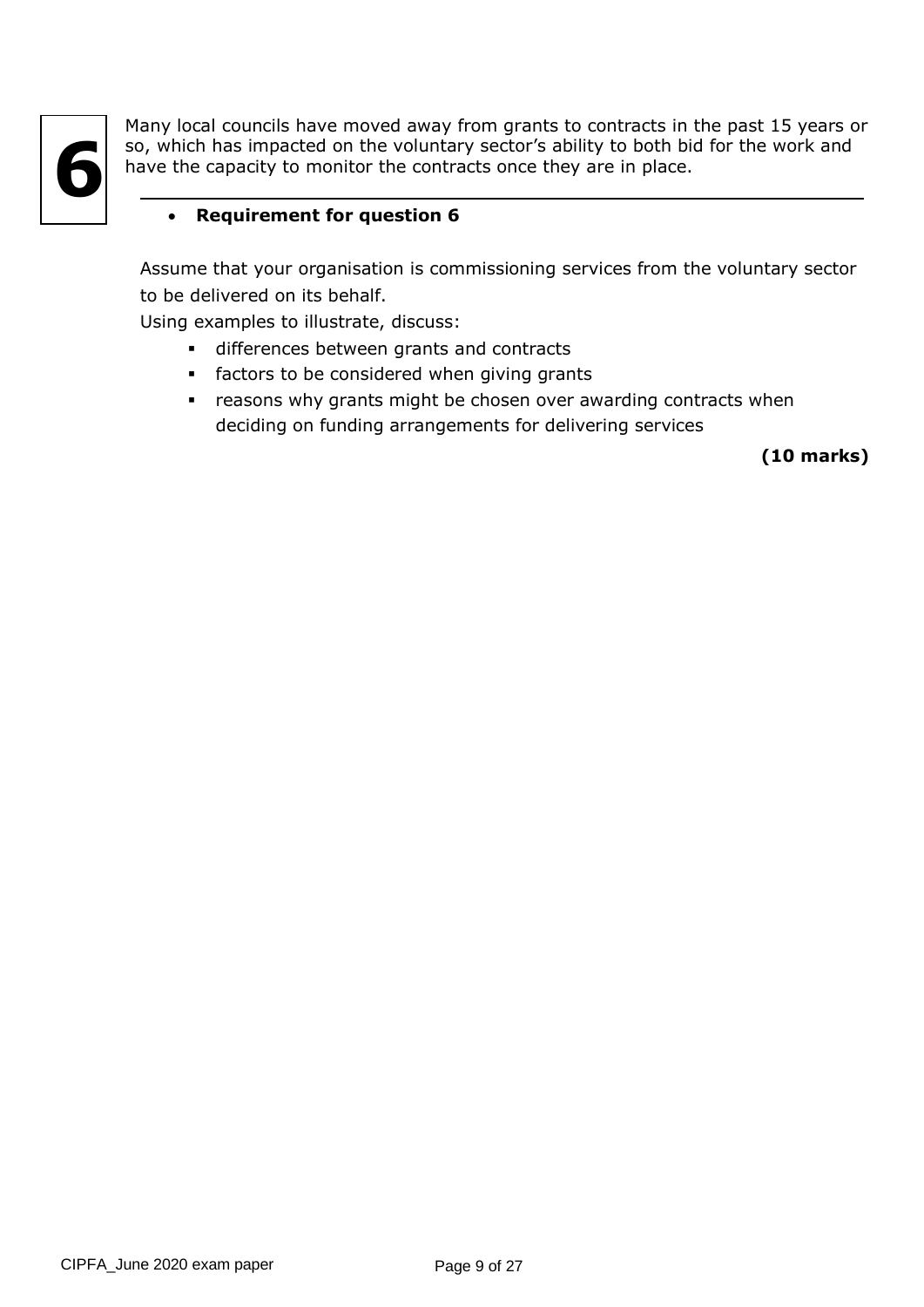# 6

Many local councils have moved away from grants to contracts in the past 15 years or so, which has impacted on the voluntary sector's ability to both bid for the work and have the capacity to monitor the contracts once they are in place.

- **Requirement for question 6**

Assume that your organisation is commissioning services from the voluntary sector to be delivered on its behalf.

Using examples to illustrate, discuss:

- differences between grants and contracts
- factors to be considered when giving grants
- reasons why grants might be chosen over awarding contracts when deciding on funding arrangements for delivering services

**(10 marks)**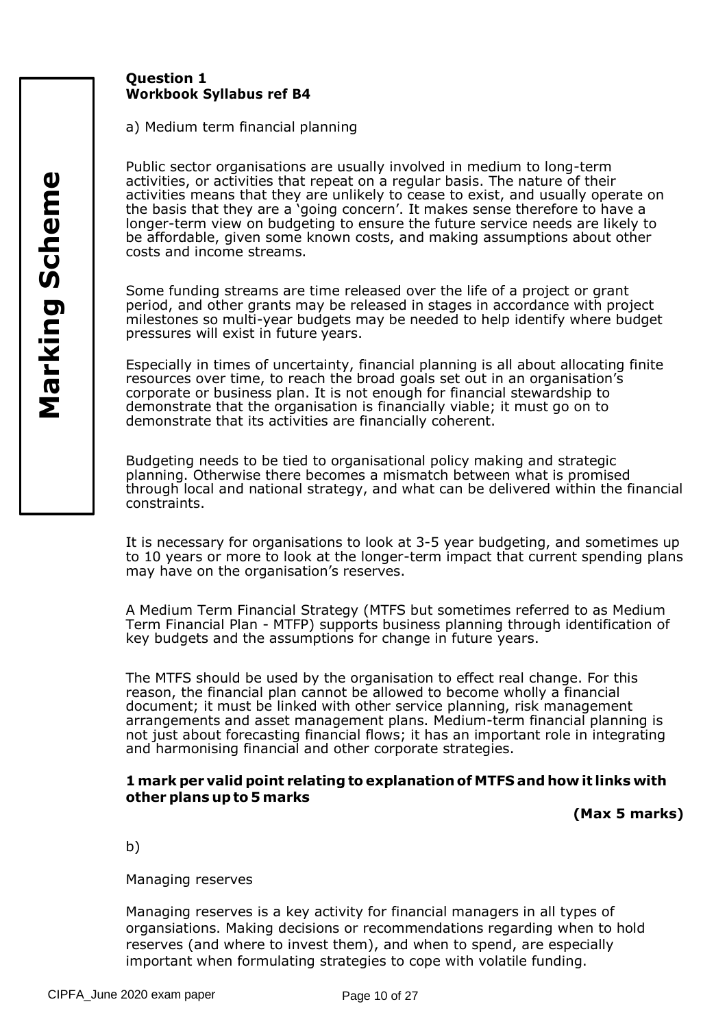**Question 1**
**Workbook Syllabus ref B4**

a) Medium term financial planning

Public sector organisations are usually involved in medium to long-term activities, or activities that repeat on a regular basis. The nature of their activities means that they are unlikely to cease to exist, and usually operate on the basis that they are a 'going concern'. It makes sense therefore to have a longer-term view on budgeting to ensure the future service needs are likely to be affordable, given some known costs, and making assumptions about other costs and income streams.

Some funding streams are time released over the life of a project or grant period, and other grants may be released in stages in accordance with project milestones so multi-year budgets may be needed to help identify where budget pressures will exist in future years.

Especially in times of uncertainty, financial planning is all about allocating finite resources over time, to reach the broad goals set out in an organisation's corporate or business plan. It is not enough for financial stewardship to demonstrate that the organisation is financially viable; it must go on to demonstrate that its activities are financially coherent.

Budgeting needs to be tied to organisational policy making and strategic planning. Otherwise there becomes a mismatch between what is promised through local and national strategy, and what can be delivered within the financial constraints.

It is necessary for organisations to look at 3-5 year budgeting, and sometimes up to 10 years or more to look at the longer-term impact that current spending plans may have on the organisation's reserves.

A Medium Term Financial Strategy (MTFS but sometimes referred to as Medium Term Financial Plan - MTFP) supports business planning through identification of key budgets and the assumptions for change in future years.

The MTFS should be used by the organisation to effect real change. For this reason, the financial plan cannot be allowed to become wholly a financial document; it must be linked with other service planning, risk management arrangements and asset management plans. Medium-term financial planning is not just about forecasting financial flows; it has an important role in integrating and harmonising financial and other corporate strategies.

**1 mark per valid point relating to explanation of MTFS and how it links with other plans up to 5 marks**

**(Max 5 marks)**

b)

Managing reserves

Managing reserves is a key activity for financial managers in all types of organsiations. Making decisions or recommendations regarding when to hold reserves (and where to invest them), and when to spend, are especially important when formulating strategies to cope with volatile funding.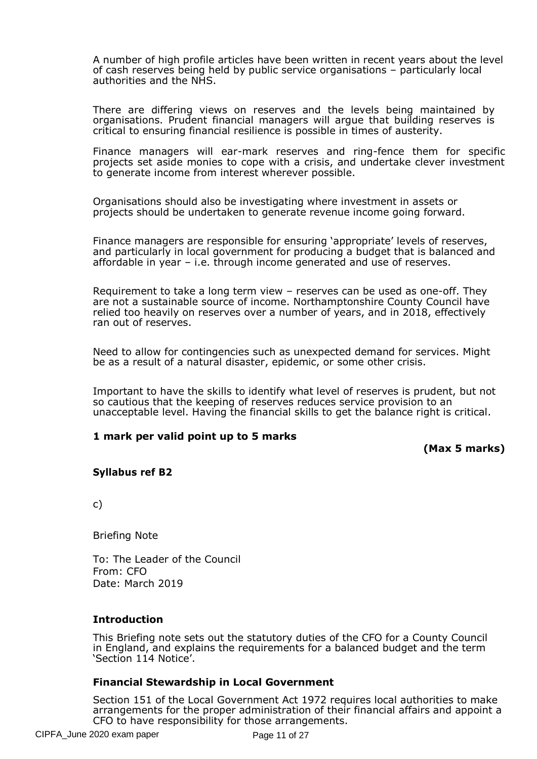A number of high profile articles have been written in recent years about the level of cash reserves being held by public service organisations – particularly local authorities and the NHS.

There are differing views on reserves and the levels being maintained by organisations. Prudent financial managers will argue that building reserves is critical to ensuring financial resilience is possible in times of austerity.

Finance managers will ear-mark reserves and ring-fence them for specific projects set aside monies to cope with a crisis, and undertake clever investment to generate income from interest wherever possible.

Organisations should also be investigating where investment in assets or projects should be undertaken to generate revenue income going forward.

Finance managers are responsible for ensuring 'appropriate' levels of reserves, and particularly in local government for producing a budget that is balanced and affordable in year – i.e. through income generated and use of reserves.

Requirement to take a long term view – reserves can be used as one-off. They are not a sustainable source of income. Northamptonshire County Council have relied too heavily on reserves over a number of years, and in 2018, effectively ran out of reserves.

Need to allow for contingencies such as unexpected demand for services. Might be as a result of a natural disaster, epidemic, or some other crisis.

Important to have the skills to identify what level of reserves is prudent, but not so cautious that the keeping of reserves reduces service provision to an unacceptable level. Having the financial skills to get the balance right is critical.

**1 mark per valid point up to 5 marks**

**(Max 5 marks)**

**Syllabus ref B2**

c)

Briefing Note

To: The Leader of the Council
From: CFO
Date: March 2019

**Introduction**

This Briefing note sets out the statutory duties of the CFO for a County Council in England, and explains the requirements for a balanced budget and the term 'Section 114 Notice'.

**Financial Stewardship in Local Government**

Section 151 of the Local Government Act 1972 requires local authorities to make arrangements for the proper administration of their financial affairs and appoint a CFO to have responsibility for those arrangements.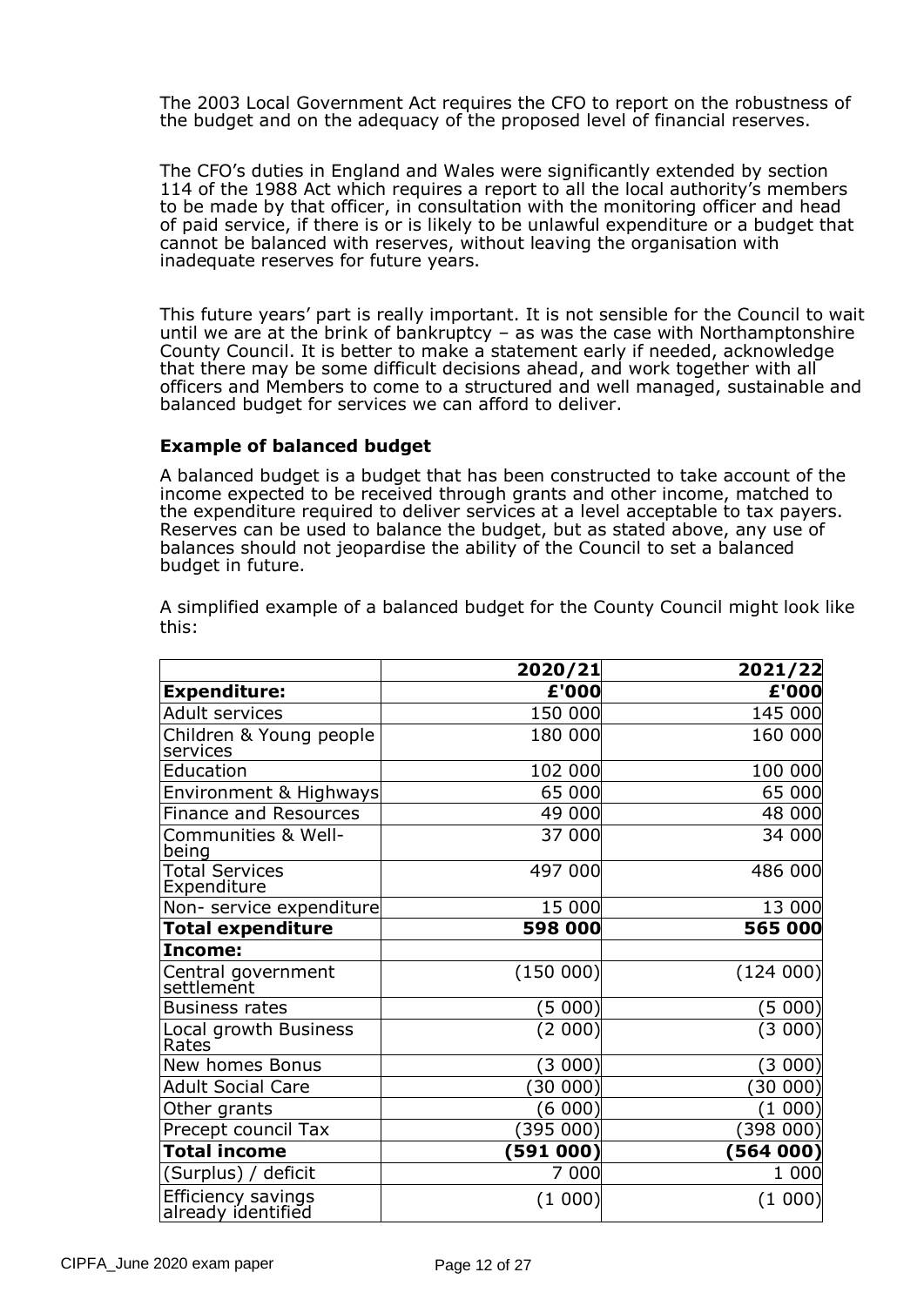The 2003 Local Government Act requires the CFO to report on the robustness of the budget and on the adequacy of the proposed level of financial reserves.

The CFO's duties in England and Wales were significantly extended by section 114 of the 1988 Act which requires a report to all the local authority's members to be made by that officer, in consultation with the monitoring officer and head of paid service, if there is or is likely to be unlawful expenditure or a budget that cannot be balanced with reserves, without leaving the organisation with inadequate reserves for future years.

This future years' part is really important. It is not sensible for the Council to wait until we are at the brink of bankruptcy – as was the case with Northamptonshire County Council. It is better to make a statement early if needed, acknowledge that there may be some difficult decisions ahead, and work together with all officers and Members to come to a structured and well managed, sustainable and balanced budget for services we can afford to deliver.

**Example of balanced budget**

A balanced budget is a budget that has been constructed to take account of the income expected to be received through grants and other income, matched to the expenditure required to deliver services at a level acceptable to tax payers. Reserves can be used to balance the budget, but as stated above, any use of balances should not jeopardise the ability of the Council to set a balanced budget in future.

A simplified example of a balanced budget for the County Council might look like this:

| | 2020/21 | 2021/22 |
|---|---|---|
| **Expenditure:** | **£'000** | **£'000** |
| Adult services | 150 000 | 145 000 |
| Children & Young people services | 180 000 | 160 000 |
| Education | 102 000 | 100 000 |
| Environment & Highways | 65 000 | 65 000 |
| Finance and Resources | 49 000 | 48 000 |
| Communities & Well-being | 37 000 | 34 000 |
| Total Services Expenditure | 497 000 | 486 000 |
| Non- service expenditure | 15 000 | 13 000 |
| **Total expenditure** | **598 000** | **565 000** |
| **Income:** | | |
| Central government settlement | (150 000) | (124 000) |
| Business rates | (5 000) | (5 000) |
| Local growth Business Rates | (2 000) | (3 000) |
| New homes Bonus | (3 000) | (3 000) |
| Adult Social Care | (30 000) | (30 000) |
| Other grants | (6 000) | (1 000) |
| Precept council Tax | (395 000) | (398 000) |
| **Total income** | **(591 000)** | **(564 000)** |
| (Surplus) / deficit | 7 000 | 1 000 |
| Efficiency savings already identified | (1 000) | (1 000) |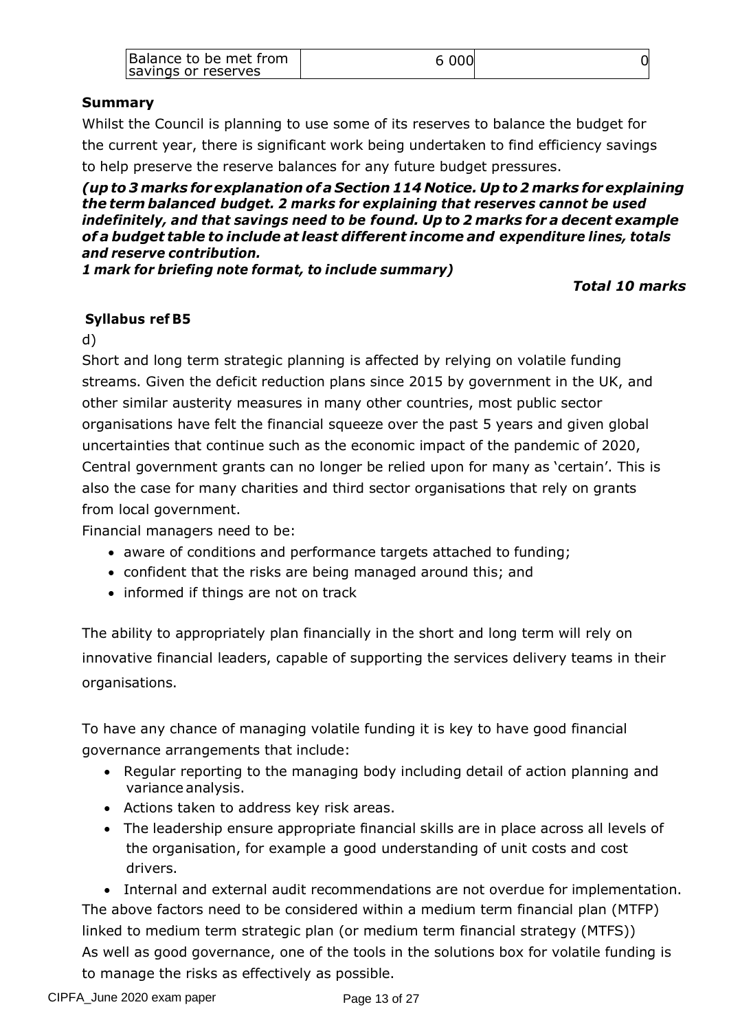| Balance to be met from savings or reserves | 6 000 | 0 |
|---|---|---|

**Summary**

Whilst the Council is planning to use some of its reserves to balance the budget for the current year, there is significant work being undertaken to find efficiency savings to help preserve the reserve balances for any future budget pressures.

***(up to 3 marks for explanation of a Section 114 Notice. Up to 2 marks for explaining the term balanced budget. 2 marks for explaining that reserves cannot be used indefinitely, and that savings need to be found. Up to 2 marks for a decent example of a budget table to include at least different income and expenditure lines, totals and reserve contribution.***
***1 mark for briefing note format, to include summary)***

***Total 10 marks***

**Syllabus ref B5**

d)

Short and long term strategic planning is affected by relying on volatile funding streams. Given the deficit reduction plans since 2015 by government in the UK, and other similar austerity measures in many other countries, most public sector organisations have felt the financial squeeze over the past 5 years and given global uncertainties that continue such as the economic impact of the pandemic of 2020, Central government grants can no longer be relied upon for many as 'certain'. This is also the case for many charities and third sector organisations that rely on grants from local government.

Financial managers need to be:

- aware of conditions and performance targets attached to funding;
- confident that the risks are being managed around this; and
- informed if things are not on track

The ability to appropriately plan financially in the short and long term will rely on innovative financial leaders, capable of supporting the services delivery teams in their organisations.

To have any chance of managing volatile funding it is key to have good financial governance arrangements that include:

- Regular reporting to the managing body including detail of action planning and variance analysis.
- Actions taken to address key risk areas.
- The leadership ensure appropriate financial skills are in place across all levels of the organisation, for example a good understanding of unit costs and cost drivers.
- Internal and external audit recommendations are not overdue for implementation.

The above factors need to be considered within a medium term financial plan (MTFP) linked to medium term strategic plan (or medium term financial strategy (MTFS))
As well as good governance, one of the tools in the solutions box for volatile funding is to manage the risks as effectively as possible.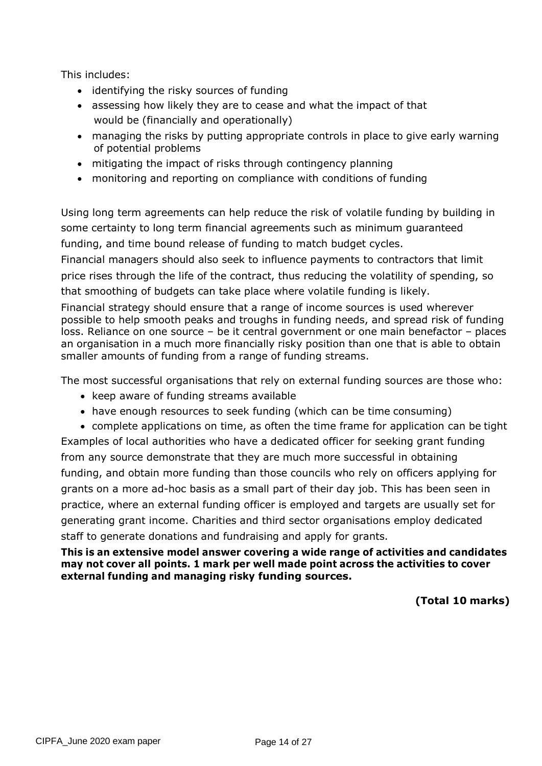This includes:

- identifying the risky sources of funding
- assessing how likely they are to cease and what the impact of that would be (financially and operationally)
- managing the risks by putting appropriate controls in place to give early warning of potential problems
- mitigating the impact of risks through contingency planning
- monitoring and reporting on compliance with conditions of funding

Using long term agreements can help reduce the risk of volatile funding by building in some certainty to long term financial agreements such as minimum guaranteed funding, and time bound release of funding to match budget cycles.

Financial managers should also seek to influence payments to contractors that limit price rises through the life of the contract, thus reducing the volatility of spending, so that smoothing of budgets can take place where volatile funding is likely.

Financial strategy should ensure that a range of income sources is used wherever possible to help smooth peaks and troughs in funding needs, and spread risk of funding loss. Reliance on one source – be it central government or one main benefactor – places an organisation in a much more financially risky position than one that is able to obtain smaller amounts of funding from a range of funding streams.

The most successful organisations that rely on external funding sources are those who:

- keep aware of funding streams available
- have enough resources to seek funding (which can be time consuming)
- complete applications on time, as often the time frame for application can be tight

Examples of local authorities who have a dedicated officer for seeking grant funding from any source demonstrate that they are much more successful in obtaining funding, and obtain more funding than those councils who rely on officers applying for grants on a more ad-hoc basis as a small part of their day job. This has been seen in practice, where an external funding officer is employed and targets are usually set for generating grant income. Charities and third sector organisations employ dedicated staff to generate donations and fundraising and apply for grants.

**This is an extensive model answer covering a wide range of activities and candidates may not cover all points. 1 mark per well made point across the activities to cover external funding and managing risky funding sources.**

**(Total 10 marks)**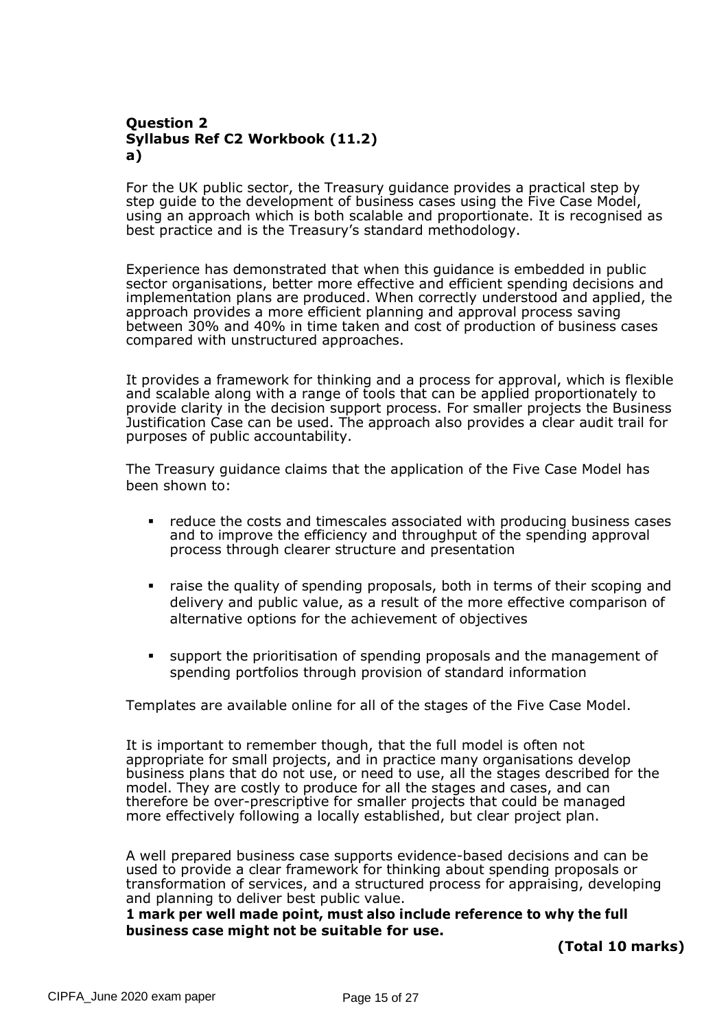**Question 2**
**Syllabus Ref C2 Workbook (11.2)**
**a)**

For the UK public sector, the Treasury guidance provides a practical step by step guide to the development of business cases using the Five Case Model, using an approach which is both scalable and proportionate. It is recognised as best practice and is the Treasury's standard methodology.

Experience has demonstrated that when this guidance is embedded in public sector organisations, better more effective and efficient spending decisions and implementation plans are produced. When correctly understood and applied, the approach provides a more efficient planning and approval process saving between 30% and 40% in time taken and cost of production of business cases compared with unstructured approaches.

It provides a framework for thinking and a process for approval, which is flexible and scalable along with a range of tools that can be applied proportionately to provide clarity in the decision support process. For smaller projects the Business Justification Case can be used. The approach also provides a clear audit trail for purposes of public accountability.

The Treasury guidance claims that the application of the Five Case Model has been shown to:

- reduce the costs and timescales associated with producing business cases and to improve the efficiency and throughput of the spending approval process through clearer structure and presentation
- raise the quality of spending proposals, both in terms of their scoping and delivery and public value, as a result of the more effective comparison of alternative options for the achievement of objectives
- support the prioritisation of spending proposals and the management of spending portfolios through provision of standard information

Templates are available online for all of the stages of the Five Case Model.

It is important to remember though, that the full model is often not appropriate for small projects, and in practice many organisations develop business plans that do not use, or need to use, all the stages described for the model. They are costly to produce for all the stages and cases, and can therefore be over-prescriptive for smaller projects that could be managed more effectively following a locally established, but clear project plan.

A well prepared business case supports evidence-based decisions and can be used to provide a clear framework for thinking about spending proposals or transformation of services, and a structured process for appraising, developing and planning to deliver best public value.
**1 mark per well made point, must also include reference to why the full business case might not be suitable for use.**

**(Total 10 marks)**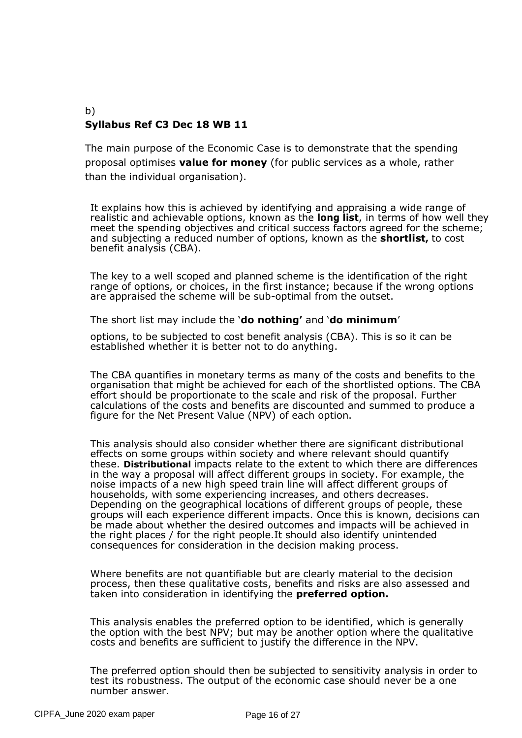b)

**Syllabus Ref C3 Dec 18 WB 11**

The main purpose of the Economic Case is to demonstrate that the spending proposal optimises **value for money** (for public services as a whole, rather than the individual organisation).

It explains how this is achieved by identifying and appraising a wide range of realistic and achievable options, known as the **long list**, in terms of how well they meet the spending objectives and critical success factors agreed for the scheme; and subjecting a reduced number of options, known as the **shortlist,** to cost benefit analysis (CBA).

The key to a well scoped and planned scheme is the identification of the right range of options, or choices, in the first instance; because if the wrong options are appraised the scheme will be sub-optimal from the outset.

The short list may include the '**do nothing'** and '**do minimum**'

options, to be subjected to cost benefit analysis (CBA). This is so it can be established whether it is better not to do anything.

The CBA quantifies in monetary terms as many of the costs and benefits to the organisation that might be achieved for each of the shortlisted options. The CBA effort should be proportionate to the scale and risk of the proposal. Further calculations of the costs and benefits are discounted and summed to produce a figure for the Net Present Value (NPV) of each option.

This analysis should also consider whether there are significant distributional effects on some groups within society and where relevant should quantify these. **Distributional** impacts relate to the extent to which there are differences in the way a proposal will affect different groups in society. For example, the noise impacts of a new high speed train line will affect different groups of households, with some experiencing increases, and others decreases. Depending on the geographical locations of different groups of people, these groups will each experience different impacts. Once this is known, decisions can be made about whether the desired outcomes and impacts will be achieved in the right places / for the right people.It should also identify unintended consequences for consideration in the decision making process.

Where benefits are not quantifiable but are clearly material to the decision process, then these qualitative costs, benefits and risks are also assessed and taken into consideration in identifying the **preferred option.**

This analysis enables the preferred option to be identified, which is generally the option with the best NPV; but may be another option where the qualitative costs and benefits are sufficient to justify the difference in the NPV.

The preferred option should then be subjected to sensitivity analysis in order to test its robustness. The output of the economic case should never be a one number answer.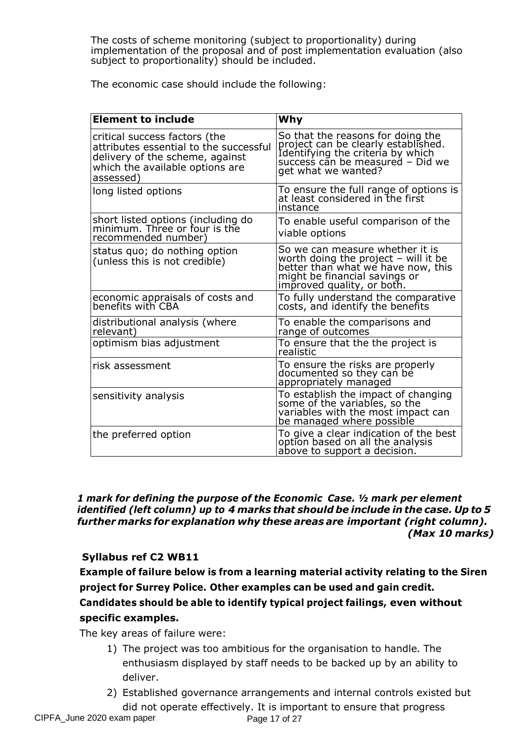The costs of scheme monitoring (subject to proportionality) during implementation of the proposal and of post implementation evaluation (also subject to proportionality) should be included.

The economic case should include the following:

| **Element to include** | **Why** |
| --- | --- |
| critical success factors (the attributes essential to the successful delivery of the scheme, against which the available options are assessed) | So that the reasons for doing the project can be clearly established. Identifying the criteria by which success can be measured – Did we get what we wanted? |
| long listed options | To ensure the full range of options is at least considered in the first instance |
| short listed options (including do minimum. Three or four is the recommended number) | To enable useful comparison of the viable options |
| status quo; do nothing option (unless this is not credible) | So we can measure whether it is worth doing the project – will it be better than what we have now, this might be financial savings or improved quality, or both. |
| economic appraisals of costs and benefits with CBA | To fully understand the comparative costs, and identify the benefits |
| distributional analysis (where relevant) | To enable the comparisons and range of outcomes |
| optimism bias adjustment | To ensure that the the project is realistic |
| risk assessment | To ensure the risks are properly documented so they can be appropriately managed |
| sensitivity analysis | To establish the impact of changing some of the variables, so the variables with the most impact can be managed where possible |
| the preferred option | To give a clear indication of the best option based on all the analysis above to support a decision. |

***1 mark for defining the purpose of the Economic Case. ½ mark per element identified (left column) up to 4 marks that should be include in the case. Up to 5 further marks for explanation why these areas are important (right column). (Max 10 marks)***

**Syllabus ref C2 WB11**

**Example of failure below is from a learning material activity relating to the Siren project for Surrey Police. Other examples can be used and gain credit. Candidates should be able to identify typical project failings, even without specific examples.**

The key areas of failure were:

1) The project was too ambitious for the organisation to handle. The enthusiasm displayed by staff needs to be backed up by an ability to deliver.
2) Established governance arrangements and internal controls existed but did not operate effectively. It is important to ensure that progress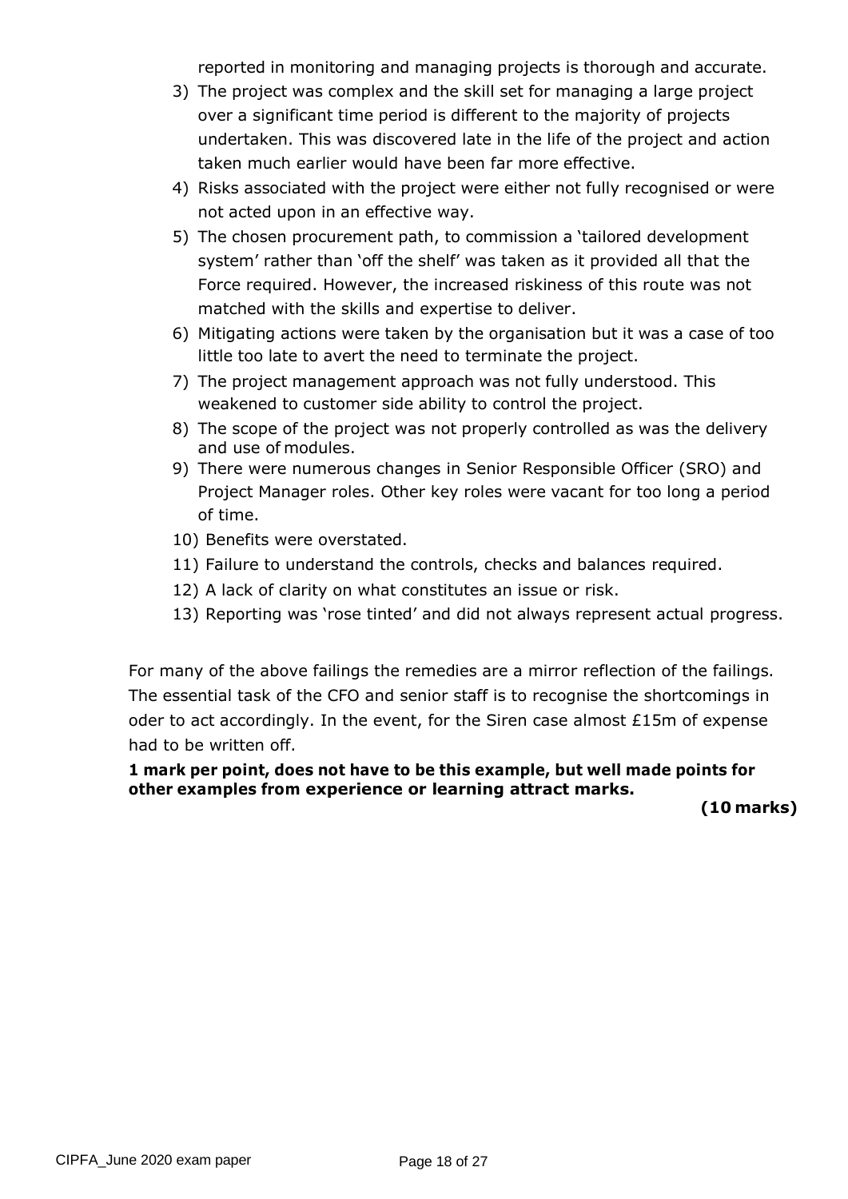reported in monitoring and managing projects is thorough and accurate.

3) The project was complex and the skill set for managing a large project over a significant time period is different to the majority of projects undertaken. This was discovered late in the life of the project and action taken much earlier would have been far more effective.
4) Risks associated with the project were either not fully recognised or were not acted upon in an effective way.
5) The chosen procurement path, to commission a 'tailored development system' rather than 'off the shelf' was taken as it provided all that the Force required. However, the increased riskiness of this route was not matched with the skills and expertise to deliver.
6) Mitigating actions were taken by the organisation but it was a case of too little too late to avert the need to terminate the project.
7) The project management approach was not fully understood. This weakened to customer side ability to control the project.
8) The scope of the project was not properly controlled as was the delivery and use of modules.
9) There were numerous changes in Senior Responsible Officer (SRO) and Project Manager roles. Other key roles were vacant for too long a period of time.
10) Benefits were overstated.
11) Failure to understand the controls, checks and balances required.
12) A lack of clarity on what constitutes an issue or risk.
13) Reporting was 'rose tinted' and did not always represent actual progress.

For many of the above failings the remedies are a mirror reflection of the failings. The essential task of the CFO and senior staff is to recognise the shortcomings in oder to act accordingly. In the event, for the Siren case almost £15m of expense had to be written off.

**1 mark per point, does not have to be this example, but well made points for other examples from experience or learning attract marks.**

**(10 marks)**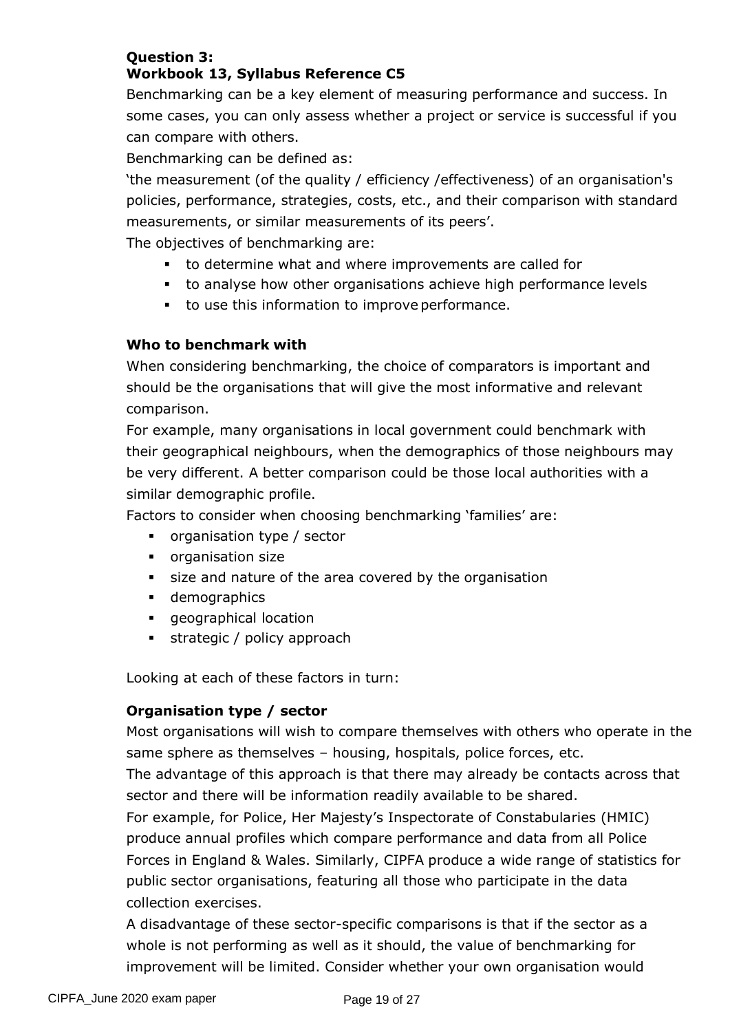**Question 3:**
**Workbook 13, Syllabus Reference C5**

Benchmarking can be a key element of measuring performance and success. In some cases, you can only assess whether a project or service is successful if you can compare with others.

Benchmarking can be defined as:

'the measurement (of the quality / efficiency /effectiveness) of an organisation's policies, performance, strategies, costs, etc., and their comparison with standard measurements, or similar measurements of its peers'.

The objectives of benchmarking are:

- to determine what and where improvements are called for
- to analyse how other organisations achieve high performance levels
- to use this information to improve performance.

**Who to benchmark with**

When considering benchmarking, the choice of comparators is important and should be the organisations that will give the most informative and relevant comparison.

For example, many organisations in local government could benchmark with their geographical neighbours, when the demographics of those neighbours may be very different. A better comparison could be those local authorities with a similar demographic profile.

Factors to consider when choosing benchmarking 'families' are:

- organisation type / sector
- organisation size
- size and nature of the area covered by the organisation
- demographics
- geographical location
- strategic / policy approach

Looking at each of these factors in turn:

**Organisation type / sector**

Most organisations will wish to compare themselves with others who operate in the same sphere as themselves – housing, hospitals, police forces, etc.

The advantage of this approach is that there may already be contacts across that sector and there will be information readily available to be shared.

For example, for Police, Her Majesty's Inspectorate of Constabularies (HMIC) produce annual profiles which compare performance and data from all Police Forces in England & Wales. Similarly, CIPFA produce a wide range of statistics for public sector organisations, featuring all those who participate in the data collection exercises.

A disadvantage of these sector-specific comparisons is that if the sector as a whole is not performing as well as it should, the value of benchmarking for improvement will be limited. Consider whether your own organisation would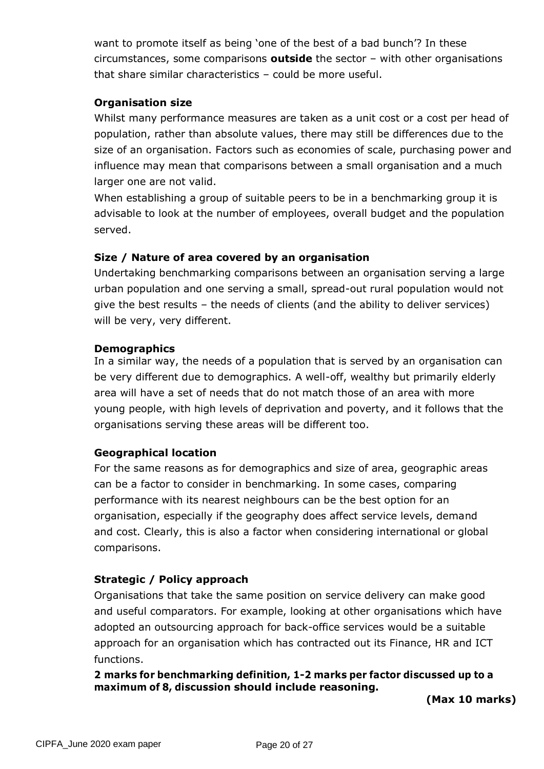want to promote itself as being 'one of the best of a bad bunch'? In these circumstances, some comparisons **outside** the sector – with other organisations that share similar characteristics – could be more useful.

**Organisation size**

Whilst many performance measures are taken as a unit cost or a cost per head of population, rather than absolute values, there may still be differences due to the size of an organisation. Factors such as economies of scale, purchasing power and influence may mean that comparisons between a small organisation and a much larger one are not valid.

When establishing a group of suitable peers to be in a benchmarking group it is advisable to look at the number of employees, overall budget and the population served.

**Size / Nature of area covered by an organisation**

Undertaking benchmarking comparisons between an organisation serving a large urban population and one serving a small, spread-out rural population would not give the best results – the needs of clients (and the ability to deliver services) will be very, very different.

**Demographics**

In a similar way, the needs of a population that is served by an organisation can be very different due to demographics. A well-off, wealthy but primarily elderly area will have a set of needs that do not match those of an area with more young people, with high levels of deprivation and poverty, and it follows that the organisations serving these areas will be different too.

**Geographical location**

For the same reasons as for demographics and size of area, geographic areas can be a factor to consider in benchmarking. In some cases, comparing performance with its nearest neighbours can be the best option for an organisation, especially if the geography does affect service levels, demand and cost. Clearly, this is also a factor when considering international or global comparisons.

**Strategic / Policy approach**

Organisations that take the same position on service delivery can make good and useful comparators. For example, looking at other organisations which have adopted an outsourcing approach for back-office services would be a suitable approach for an organisation which has contracted out its Finance, HR and ICT functions.

**2 marks for benchmarking definition, 1-2 marks per factor discussed up to a maximum of 8, discussion should include reasoning.**

**(Max 10 marks)**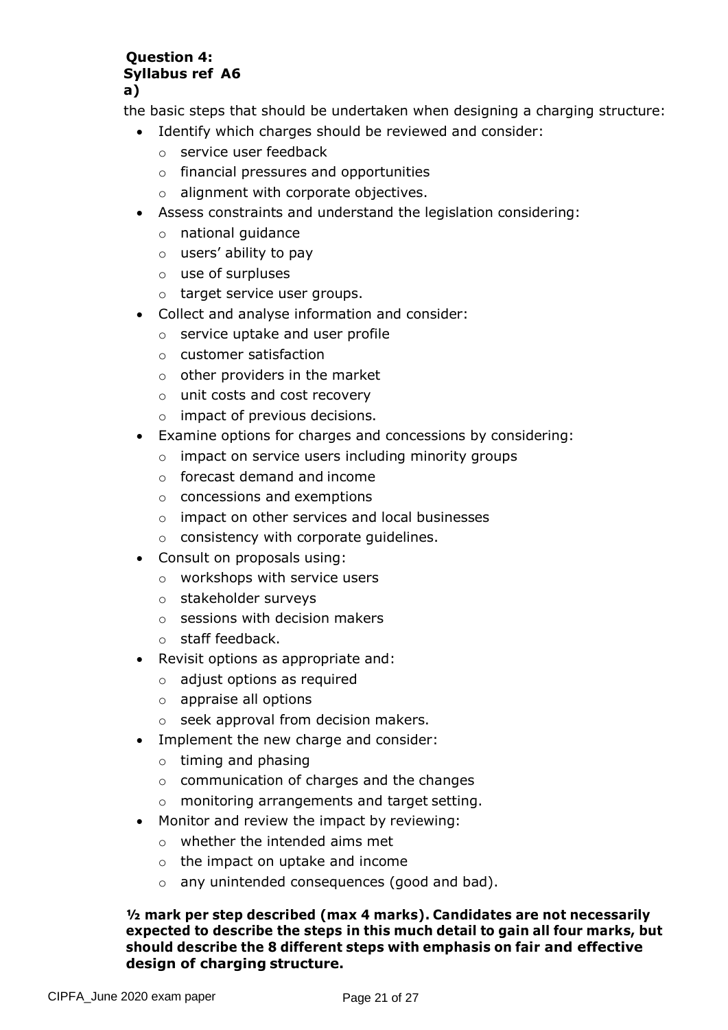**Question 4:**
**Syllabus ref A6**
**a)**

the basic steps that should be undertaken when designing a charging structure:

- Identify which charges should be reviewed and consider:
  - service user feedback
  - financial pressures and opportunities
  - alignment with corporate objectives.
- Assess constraints and understand the legislation considering:
  - national guidance
  - users' ability to pay
  - use of surpluses
  - target service user groups.
- Collect and analyse information and consider:
  - service uptake and user profile
  - customer satisfaction
  - other providers in the market
  - unit costs and cost recovery
  - impact of previous decisions.
- Examine options for charges and concessions by considering:
  - impact on service users including minority groups
  - forecast demand and income
  - concessions and exemptions
  - impact on other services and local businesses
  - consistency with corporate guidelines.
- Consult on proposals using:
  - workshops with service users
  - stakeholder surveys
  - sessions with decision makers
  - staff feedback.
- Revisit options as appropriate and:
  - adjust options as required
  - appraise all options
  - seek approval from decision makers.
- Implement the new charge and consider:
  - timing and phasing
  - communication of charges and the changes
  - monitoring arrangements and target setting.
- Monitor and review the impact by reviewing:
  - whether the intended aims met
  - the impact on uptake and income
  - any unintended consequences (good and bad).

**½ mark per step described (max 4 marks). Candidates are not necessarily expected to describe the steps in this much detail to gain all four marks, but should describe the 8 different steps with emphasis on fair and effective design of charging structure.**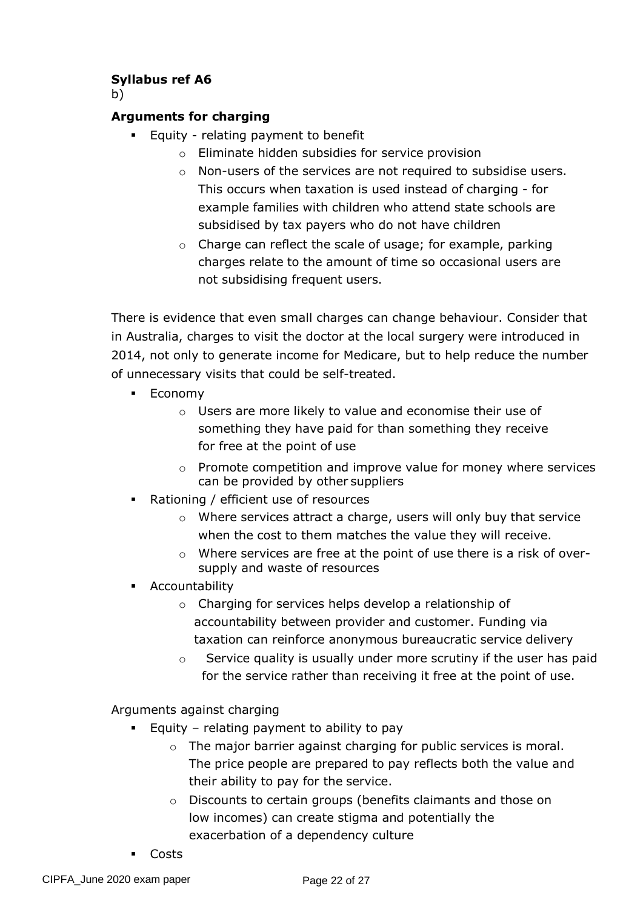**Syllabus ref A6**

b)

**Arguments for charging**

- Equity - relating payment to benefit
    - Eliminate hidden subsidies for service provision
    - Non-users of the services are not required to subsidise users. This occurs when taxation is used instead of charging - for example families with children who attend state schools are subsidised by tax payers who do not have children
    - Charge can reflect the scale of usage; for example, parking charges relate to the amount of time so occasional users are not subsidising frequent users.

There is evidence that even small charges can change behaviour. Consider that in Australia, charges to visit the doctor at the local surgery were introduced in 2014, not only to generate income for Medicare, but to help reduce the number of unnecessary visits that could be self-treated.

- Economy
    - Users are more likely to value and economise their use of something they have paid for than something they receive for free at the point of use
    - Promote competition and improve value for money where services can be provided by other suppliers
- Rationing / efficient use of resources
    - Where services attract a charge, users will only buy that service when the cost to them matches the value they will receive.
    - Where services are free at the point of use there is a risk of over-supply and waste of resources
- Accountability
    - Charging for services helps develop a relationship of accountability between provider and customer. Funding via taxation can reinforce anonymous bureaucratic service delivery
    - Service quality is usually under more scrutiny if the user has paid for the service rather than receiving it free at the point of use.

Arguments against charging

- Equity – relating payment to ability to pay
    - The major barrier against charging for public services is moral. The price people are prepared to pay reflects both the value and their ability to pay for the service.
    - Discounts to certain groups (benefits claimants and those on low incomes) can create stigma and potentially the exacerbation of a dependency culture
- Costs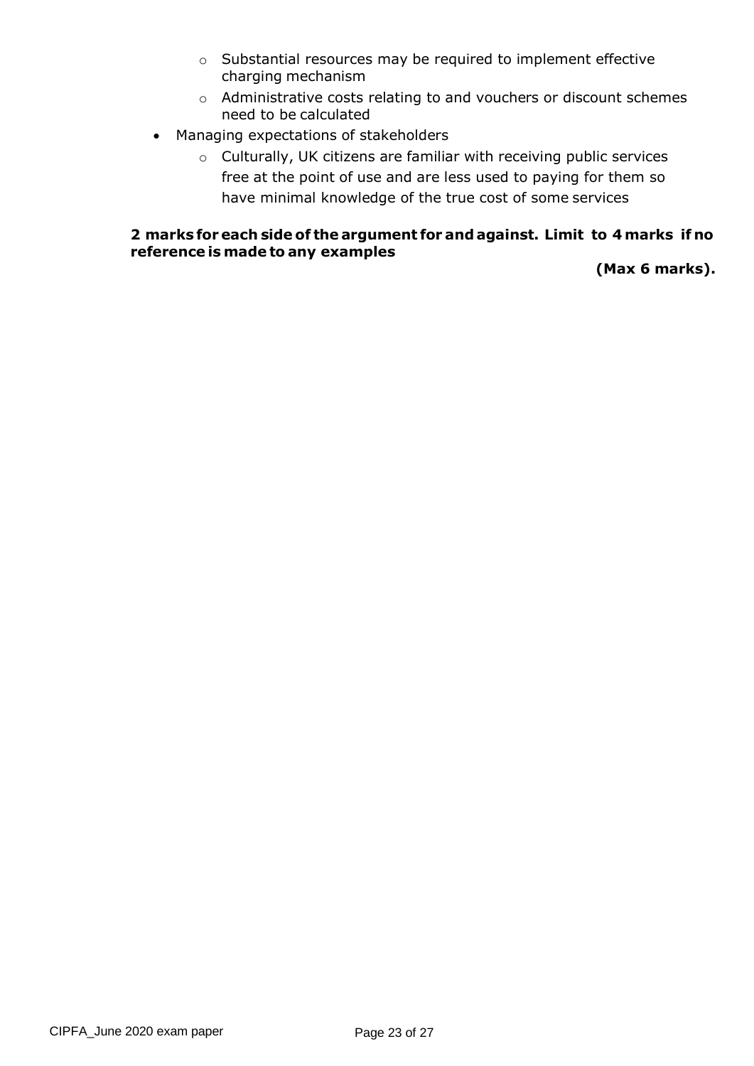- Substantial resources may be required to implement effective charging mechanism
  - Administrative costs relating to and vouchers or discount schemes need to be calculated
- Managing expectations of stakeholders
  - Culturally, UK citizens are familiar with receiving public services free at the point of use and are less used to paying for them so have minimal knowledge of the true cost of some services

**2 marks for each side of the argument for and against. Limit to 4 marks if no reference is made to any examples**

**(Max 6 marks).**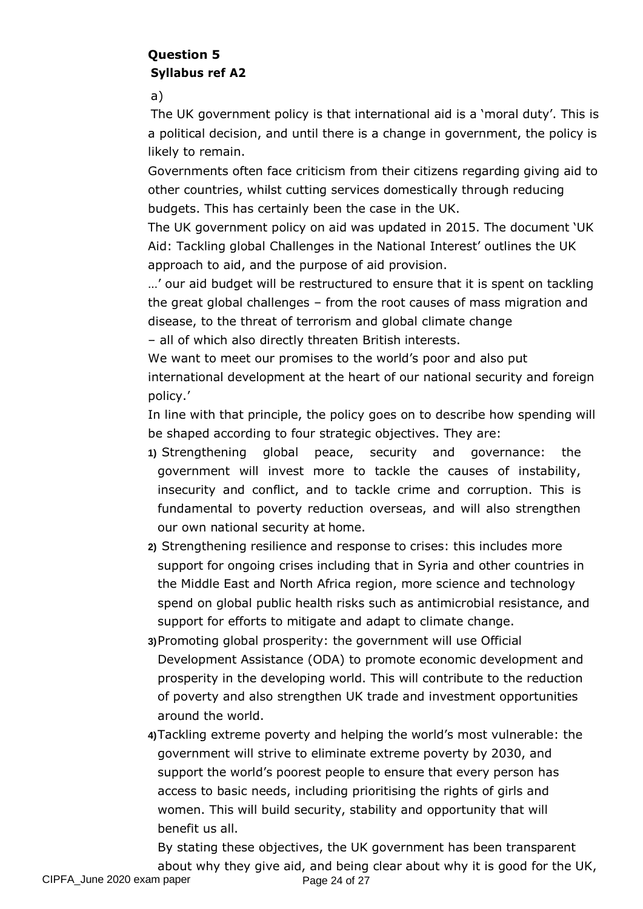**Question 5**

**Syllabus ref A2**

a)

The UK government policy is that international aid is a 'moral duty'. This is a political decision, and until there is a change in government, the policy is likely to remain.

Governments often face criticism from their citizens regarding giving aid to other countries, whilst cutting services domestically through reducing budgets. This has certainly been the case in the UK.

The UK government policy on aid was updated in 2015. The document 'UK Aid: Tackling global Challenges in the National Interest' outlines the UK approach to aid, and the purpose of aid provision.

…' our aid budget will be restructured to ensure that it is spent on tackling the great global challenges – from the root causes of mass migration and disease, to the threat of terrorism and global climate change – all of which also directly threaten British interests.

We want to meet our promises to the world's poor and also put international development at the heart of our national security and foreign policy.'

In line with that principle, the policy goes on to describe how spending will be shaped according to four strategic objectives. They are:

1) Strengthening global peace, security and governance: the government will invest more to tackle the causes of instability, insecurity and conflict, and to tackle crime and corruption. This is fundamental to poverty reduction overseas, and will also strengthen our own national security at home.
2) Strengthening resilience and response to crises: this includes more support for ongoing crises including that in Syria and other countries in the Middle East and North Africa region, more science and technology spend on global public health risks such as antimicrobial resistance, and support for efforts to mitigate and adapt to climate change.
3) Promoting global prosperity: the government will use Official Development Assistance (ODA) to promote economic development and prosperity in the developing world. This will contribute to the reduction of poverty and also strengthen UK trade and investment opportunities around the world.
4) Tackling extreme poverty and helping the world's most vulnerable: the government will strive to eliminate extreme poverty by 2030, and support the world's poorest people to ensure that every person has access to basic needs, including prioritising the rights of girls and women. This will build security, stability and opportunity that will benefit us all.

By stating these objectives, the UK government has been transparent about why they give aid, and being clear about why it is good for the UK,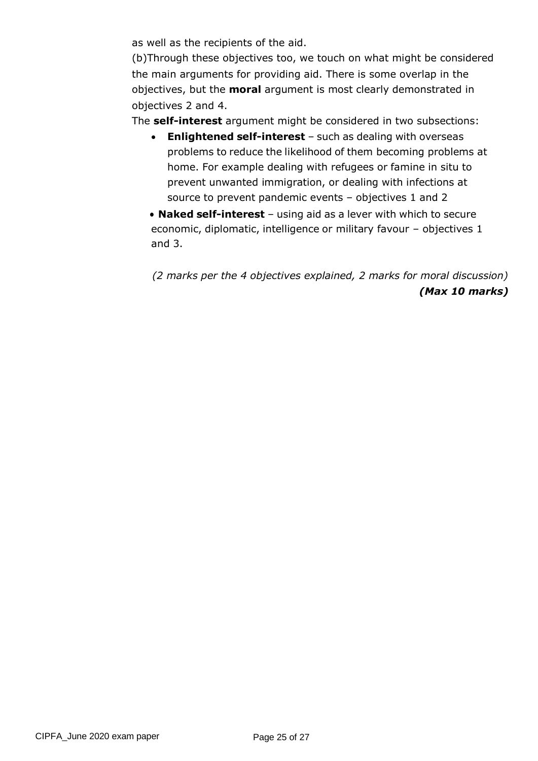as well as the recipients of the aid.

(b)Through these objectives too, we touch on what might be considered the main arguments for providing aid. There is some overlap in the objectives, but the **moral** argument is most clearly demonstrated in objectives 2 and 4.

The **self-interest** argument might be considered in two subsections:

- **Enlightened self-interest** – such as dealing with overseas problems to reduce the likelihood of them becoming problems at home. For example dealing with refugees or famine in situ to prevent unwanted immigration, or dealing with infections at source to prevent pandemic events – objectives 1 and 2
- **Naked self-interest** – using aid as a lever with which to secure economic, diplomatic, intelligence or military favour – objectives 1 and 3.

*(2 marks per the 4 objectives explained, 2 marks for moral discussion)*

***(Max 10 marks)***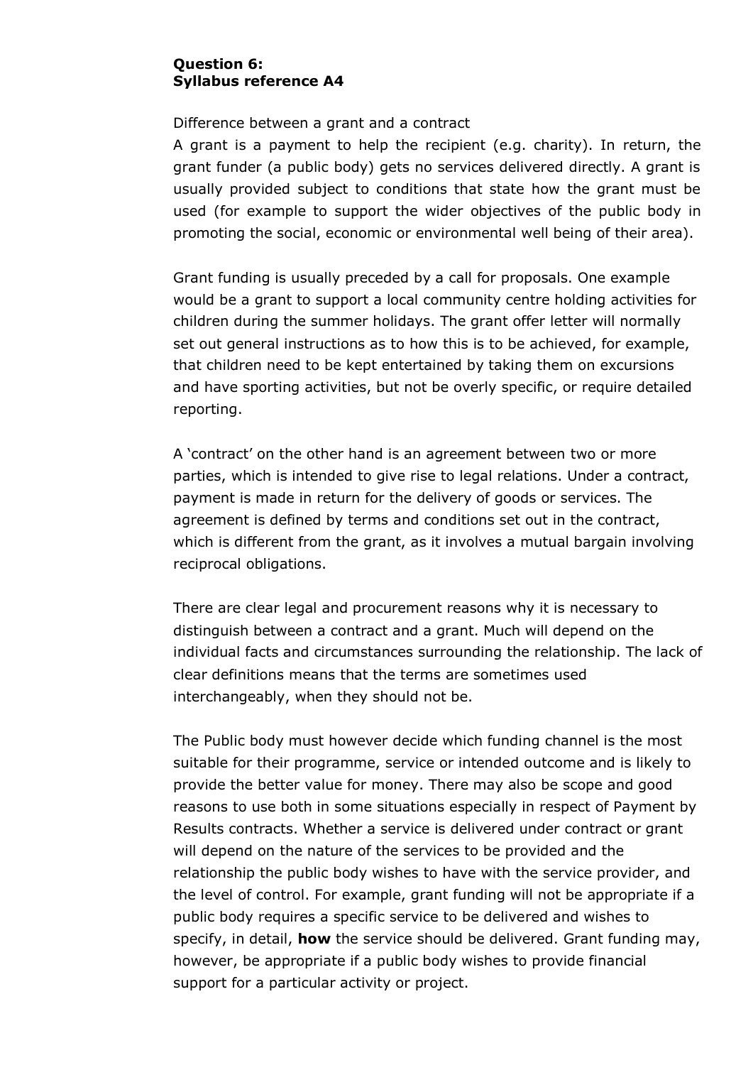**Question 6:**
**Syllabus reference A4**

Difference between a grant and a contract

A grant is a payment to help the recipient (e.g. charity). In return, the grant funder (a public body) gets no services delivered directly. A grant is usually provided subject to conditions that state how the grant must be used (for example to support the wider objectives of the public body in promoting the social, economic or environmental well being of their area).

Grant funding is usually preceded by a call for proposals. One example would be a grant to support a local community centre holding activities for children during the summer holidays. The grant offer letter will normally set out general instructions as to how this is to be achieved, for example, that children need to be kept entertained by taking them on excursions and have sporting activities, but not be overly specific, or require detailed reporting.

A 'contract' on the other hand is an agreement between two or more parties, which is intended to give rise to legal relations. Under a contract, payment is made in return for the delivery of goods or services. The agreement is defined by terms and conditions set out in the contract, which is different from the grant, as it involves a mutual bargain involving reciprocal obligations.

There are clear legal and procurement reasons why it is necessary to distinguish between a contract and a grant. Much will depend on the individual facts and circumstances surrounding the relationship. The lack of clear definitions means that the terms are sometimes used interchangeably, when they should not be.

The Public body must however decide which funding channel is the most suitable for their programme, service or intended outcome and is likely to provide the better value for money. There may also be scope and good reasons to use both in some situations especially in respect of Payment by Results contracts. Whether a service is delivered under contract or grant will depend on the nature of the services to be provided and the relationship the public body wishes to have with the service provider, and the level of control. For example, grant funding will not be appropriate if a public body requires a specific service to be delivered and wishes to specify, in detail, **how** the service should be delivered. Grant funding may, however, be appropriate if a public body wishes to provide financial support for a particular activity or project.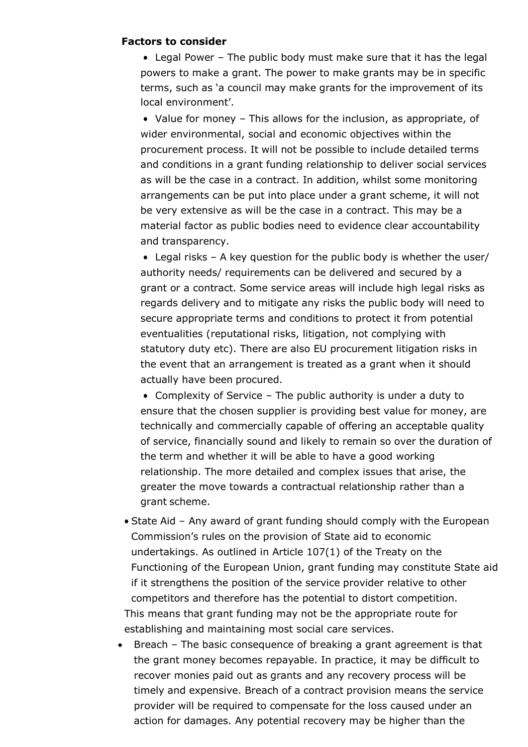**Factors to consider**

- Legal Power – The public body must make sure that it has the legal powers to make a grant. The power to make grants may be in specific terms, such as 'a council may make grants for the improvement of its local environment'.
- Value for money – This allows for the inclusion, as appropriate, of wider environmental, social and economic objectives within the procurement process. It will not be possible to include detailed terms and conditions in a grant funding relationship to deliver social services as will be the case in a contract. In addition, whilst some monitoring arrangements can be put into place under a grant scheme, it will not be very extensive as will be the case in a contract. This may be a material factor as public bodies need to evidence clear accountability and transparency.
- Legal risks – A key question for the public body is whether the user/ authority needs/ requirements can be delivered and secured by a grant or a contract. Some service areas will include high legal risks as regards delivery and to mitigate any risks the public body will need to secure appropriate terms and conditions to protect it from potential eventualities (reputational risks, litigation, not complying with statutory duty etc). There are also EU procurement litigation risks in the event that an arrangement is treated as a grant when it should actually have been procured.
- Complexity of Service – The public authority is under a duty to ensure that the chosen supplier is providing best value for money, are technically and commercially capable of offering an acceptable quality of service, financially sound and likely to remain so over the duration of the term and whether it will be able to have a good working relationship. The more detailed and complex issues that arise, the greater the move towards a contractual relationship rather than a grant scheme.
- State Aid – Any award of grant funding should comply with the European Commission's rules on the provision of State aid to economic undertakings. As outlined in Article 107(1) of the Treaty on the Functioning of the European Union, grant funding may constitute State aid if it strengthens the position of the service provider relative to other competitors and therefore has the potential to distort competition.

  This means that grant funding may not be the appropriate route for establishing and maintaining most social care services.
- Breach – The basic consequence of breaking a grant agreement is that the grant money becomes repayable. In practice, it may be difficult to recover monies paid out as grants and any recovery process will be timely and expensive. Breach of a contract provision means the service provider will be required to compensate for the loss caused under an action for damages. Any potential recovery may be higher than the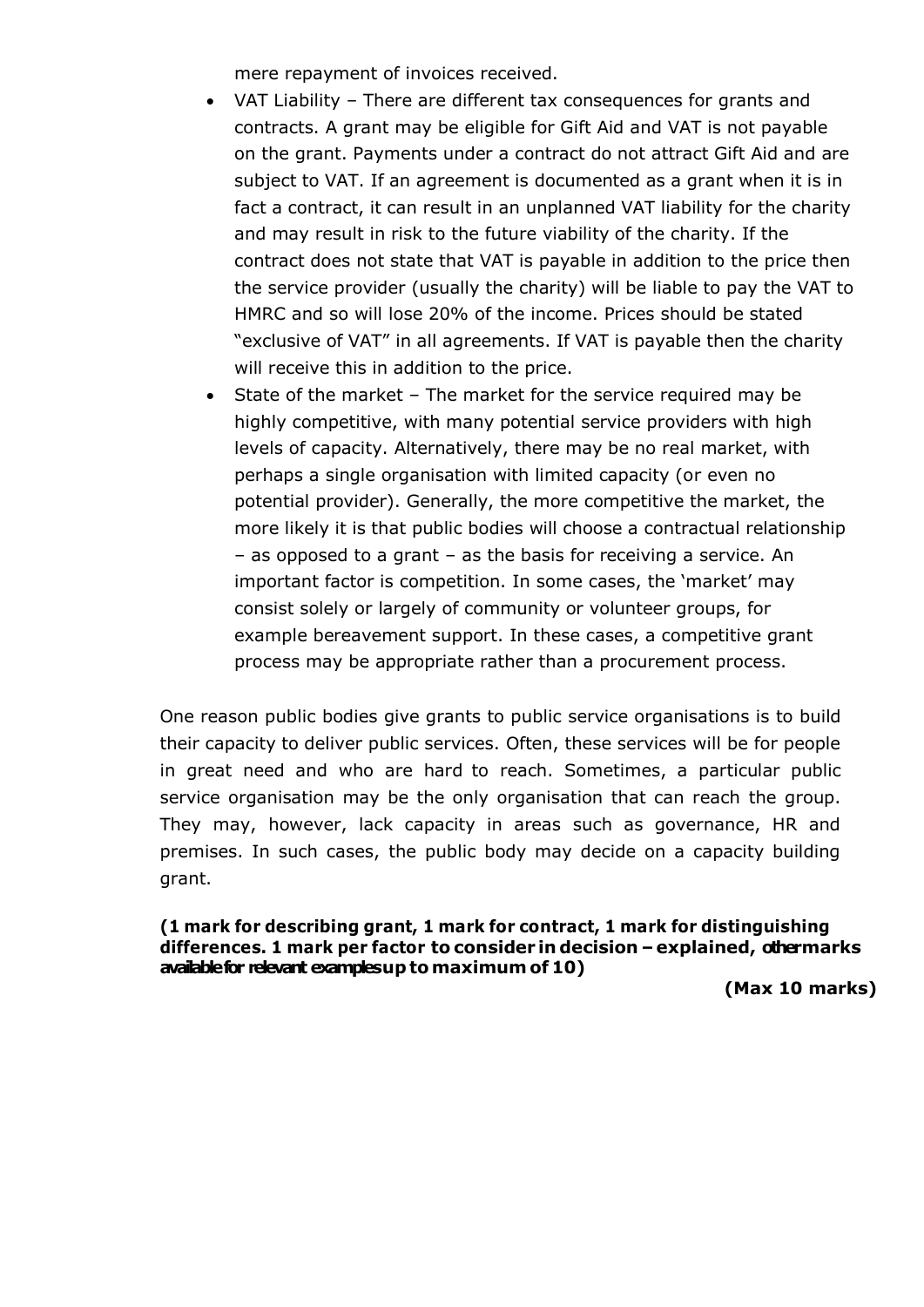mere repayment of invoices received.

- VAT Liability – There are different tax consequences for grants and contracts. A grant may be eligible for Gift Aid and VAT is not payable on the grant. Payments under a contract do not attract Gift Aid and are subject to VAT. If an agreement is documented as a grant when it is in fact a contract, it can result in an unplanned VAT liability for the charity and may result in risk to the future viability of the charity. If the contract does not state that VAT is payable in addition to the price then the service provider (usually the charity) will be liable to pay the VAT to HMRC and so will lose 20% of the income. Prices should be stated "exclusive of VAT" in all agreements. If VAT is payable then the charity will receive this in addition to the price.
- State of the market – The market for the service required may be highly competitive, with many potential service providers with high levels of capacity. Alternatively, there may be no real market, with perhaps a single organisation with limited capacity (or even no potential provider). Generally, the more competitive the market, the more likely it is that public bodies will choose a contractual relationship – as opposed to a grant – as the basis for receiving a service. An important factor is competition. In some cases, the 'market' may consist solely or largely of community or volunteer groups, for example bereavement support. In these cases, a competitive grant process may be appropriate rather than a procurement process.

One reason public bodies give grants to public service organisations is to build their capacity to deliver public services. Often, these services will be for people in great need and who are hard to reach. Sometimes, a particular public service organisation may be the only organisation that can reach the group. They may, however, lack capacity in areas such as governance, HR and premises. In such cases, the public body may decide on a capacity building grant.

**(1 mark for describing grant, 1 mark for contract, 1 mark for distinguishing differences. 1 mark per factor to consider in decision – explained, other marks available for relevant examples up to maximum of 10)**

**(Max 10 marks)**